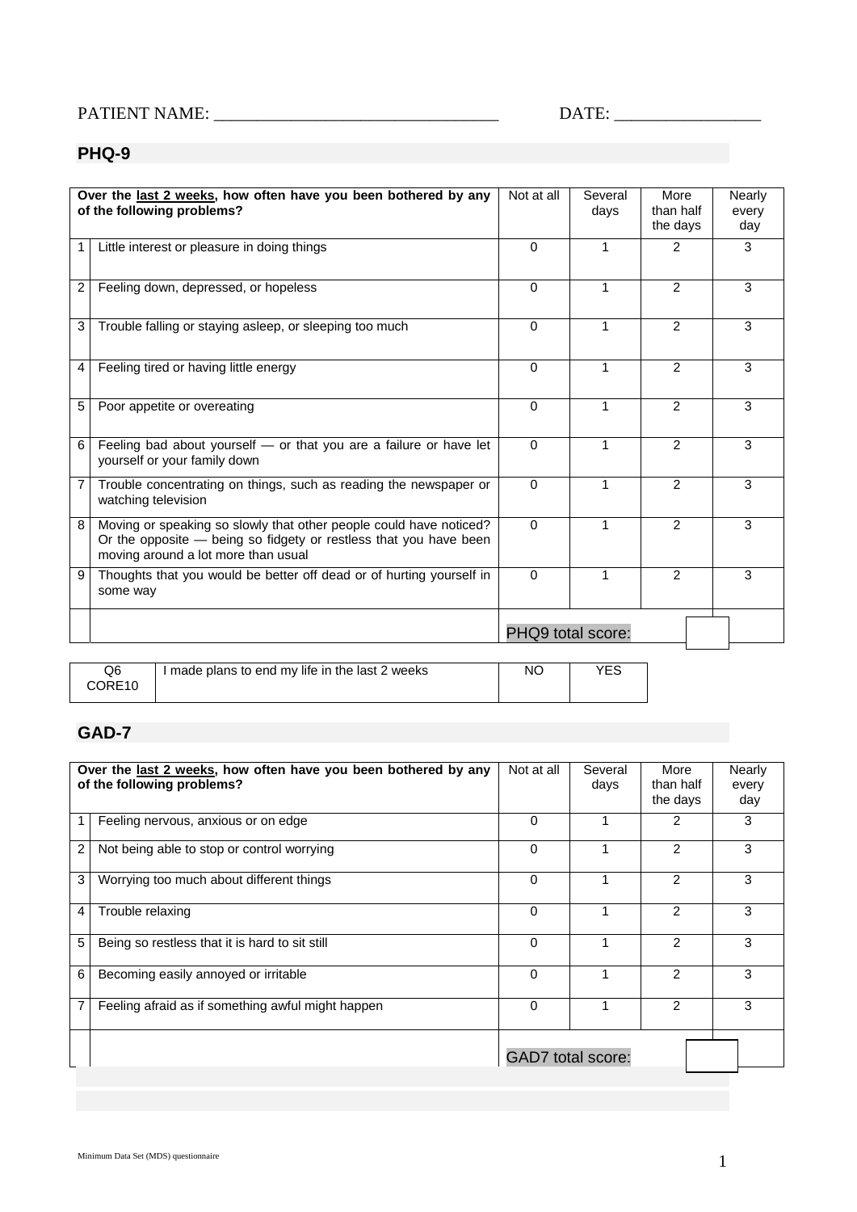PATIENT NAME: ________________________________ DATE: ________________

## PHQ-9

| | Over the <u>last 2 weeks</u>, how often have you been bothered by any of the following problems? | Not at all | Several days | More than half the days | Nearly every day |
|---|---|---|---|---|---|
| 1 | Little interest or pleasure in doing things | 0 | 1 | 2 | 3 |
| 2 | Feeling down, depressed, or hopeless | 0 | 1 | 2 | 3 |
| 3 | Trouble falling or staying asleep, or sleeping too much | 0 | 1 | 2 | 3 |
| 4 | Feeling tired or having little energy | 0 | 1 | 2 | 3 |
| 5 | Poor appetite or overeating | 0 | 1 | 2 | 3 |
| 6 | Feeling bad about yourself — or that you are a failure or have let yourself or your family down | 0 | 1 | 2 | 3 |
| 7 | Trouble concentrating on things, such as reading the newspaper or watching television | 0 | 1 | 2 | 3 |
| 8 | Moving or speaking so slowly that other people could have noticed? Or the opposite — being so fidgety or restless that you have been moving around a lot more than usual | 0 | 1 | 2 | 3 |
| 9 | Thoughts that you would be better off dead or of hurting yourself in some way | 0 | 1 | 2 | 3 |
| | | PHQ9 total score: | | | |

| Q6 CORE10 | I made plans to end my life in the last 2 weeks | NO | YES |
|---|---|---|---|

## GAD-7

| | Over the <u>last 2 weeks</u>, how often have you been bothered by any of the following problems? | Not at all | Several days | More than half the days | Nearly every day |
|---|---|---|---|---|---|
| 1 | Feeling nervous, anxious or on edge | 0 | 1 | 2 | 3 |
| 2 | Not being able to stop or control worrying | 0 | 1 | 2 | 3 |
| 3 | Worrying too much about different things | 0 | 1 | 2 | 3 |
| 4 | Trouble relaxing | 0 | 1 | 2 | 3 |
| 5 | Being so restless that it is hard to sit still | 0 | 1 | 2 | 3 |
| 6 | Becoming easily annoyed or irritable | 0 | 1 | 2 | 3 |
| 7 | Feeling afraid as if something awful might happen | 0 | 1 | 2 | 3 |
| | | GAD7 total score: | | | |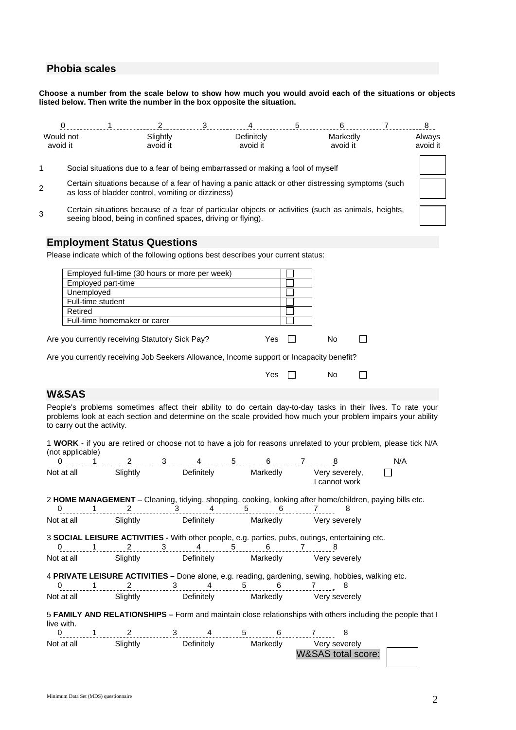## Phobia scales

**Choose a number from the scale below to show how much you would avoid each of the situations or objects listed below. Then write the number in the box opposite the situation.**

| 0 | 1 | 2 | 3 | 4 | 5 | 6 | 7 | 8 |
|---|---|---|---|---|---|---|---|---|
| Would not avoid it | | Slightly avoid it | | Definitely avoid it | | Markedly avoid it | | Always avoid it |

1. Social situations due to a fear of being embarrassed or making a fool of myself ☐
2. Certain situations because of a fear of having a panic attack or other distressing symptoms (such as loss of bladder control, vomiting or dizziness) ☐
3. Certain situations because of a fear of particular objects or activities (such as animals, heights, seeing blood, being in confined spaces, driving or flying). ☐

## Employment Status Questions

Please indicate which of the following options best describes your current status:

| | |
|---|---|
| Employed full-time (30 hours or more per week) | ☐ |
| Employed part-time | ☐ |
| Unemployed | ☐ |
| Full-time student | ☐ |
| Retired | ☐ |
| Full-time homemaker or carer | ☐ |

Are you currently receiving Statutory Sick Pay? Yes ☐ No ☐

Are you currently receiving Job Seekers Allowance, Income support or Incapacity benefit?

Yes ☐ No ☐

## W&SAS

People's problems sometimes affect their ability to do certain day-to-day tasks in their lives. To rate your problems look at each section and determine on the scale provided how much your problem impairs your ability to carry out the activity.

1 **WORK** - if you are retired or choose not to have a job for reasons unrelated to your problem, please tick N/A (not applicable)

| 0 | 1 | 2 | 3 | 4 | 5 | 6 | 7 | 8 | N/A |
|---|---|---|---|---|---|---|---|---|---|
| Not at all | | Slightly | | Definitely | | Markedly | | Very severely, I cannot work | ☐ |

2 **HOME MANAGEMENT** – Cleaning, tidying, shopping, cooking, looking after home/children, paying bills etc.

| 0 | 1 | 2 | 3 | 4 | 5 | 6 | 7 | 8 |
|---|---|---|---|---|---|---|---|---|
| Not at all | | Slightly | | Definitely | | Markedly | | Very severely |

3 **SOCIAL LEISURE ACTIVITIES -** With other people, e.g. parties, pubs, outings, entertaining etc.

| 0 | 1 | 2 | 3 | 4 | 5 | 6 | 7 | 8 |
|---|---|---|---|---|---|---|---|---|
| Not at all | | Slightly | | Definitely | | Markedly | | Very severely |

4 **PRIVATE LEISURE ACTIVITIES –** Done alone, e.g. reading, gardening, sewing, hobbies, walking etc.

| 0 | 1 | 2 | 3 | 4 | 5 | 6 | 7 | 8 |
|---|---|---|---|---|---|---|---|---|
| Not at all | | Slightly | | Definitely | | Markedly | | Very severely |

5 **FAMILY AND RELATIONSHIPS –** Form and maintain close relationships with others including the people that I live with.

| 0 | 1 | 2 | 3 | 4 | 5 | 6 | 7 | 8 |
|---|---|---|---|---|---|---|---|---|
| Not at all | | Slightly | | Definitely | | Markedly | | Very severely |

W&SAS total score: ☐

Minimum Data Set (MDS) questionnaire